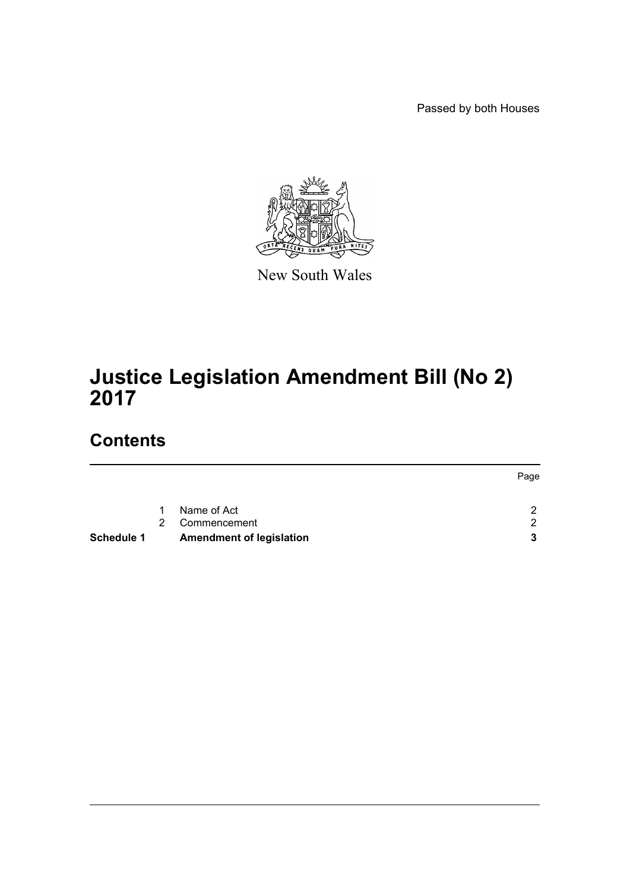Passed by both Houses

New South Wales

# Justice Legislation Amendment Bill (No 2) 2017

## Contents

| | | | Page |
|---|---|---|---|
| | 1 | Name of Act | 2 |
| | 2 | Commencement | 2 |
| **Schedule 1** | | **Amendment of legislation** | **3** |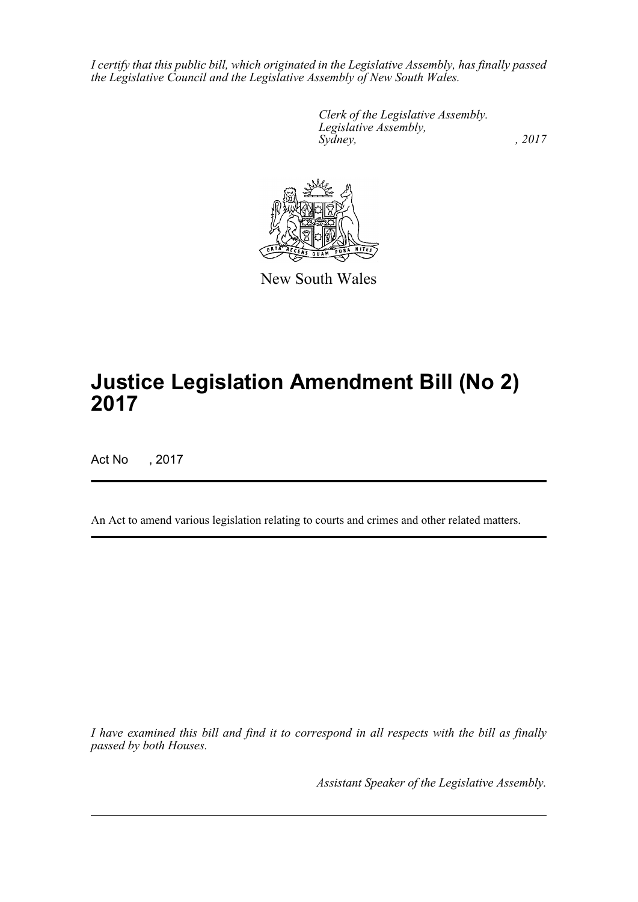*I certify that this public bill, which originated in the Legislative Assembly, has finally passed the Legislative Council and the Legislative Assembly of New South Wales.*

*Clerk of the Legislative Assembly.*
*Legislative Assembly,*
*Sydney, , 2017*

New South Wales

# Justice Legislation Amendment Bill (No 2) 2017

Act No , 2017

An Act to amend various legislation relating to courts and crimes and other related matters.

*I have examined this bill and find it to correspond in all respects with the bill as finally passed by both Houses.*

*Assistant Speaker of the Legislative Assembly.*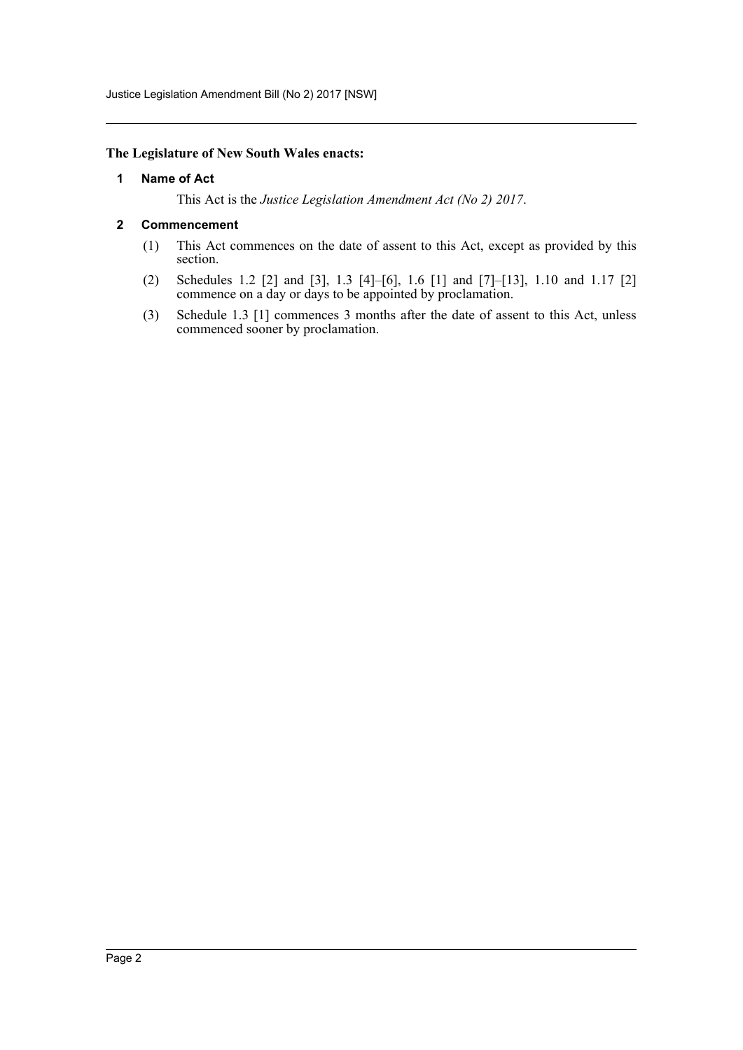**The Legislature of New South Wales enacts:**

## 1 Name of Act

This Act is the *Justice Legislation Amendment Act (No 2) 2017*.

## 2 Commencement

(1) This Act commences on the date of assent to this Act, except as provided by this section.

(2) Schedules 1.2 [2] and [3], 1.3 [4]–[6], 1.6 [1] and [7]–[13], 1.10 and 1.17 [2] commence on a day or days to be appointed by proclamation.

(3) Schedule 1.3 [1] commences 3 months after the date of assent to this Act, unless commenced sooner by proclamation.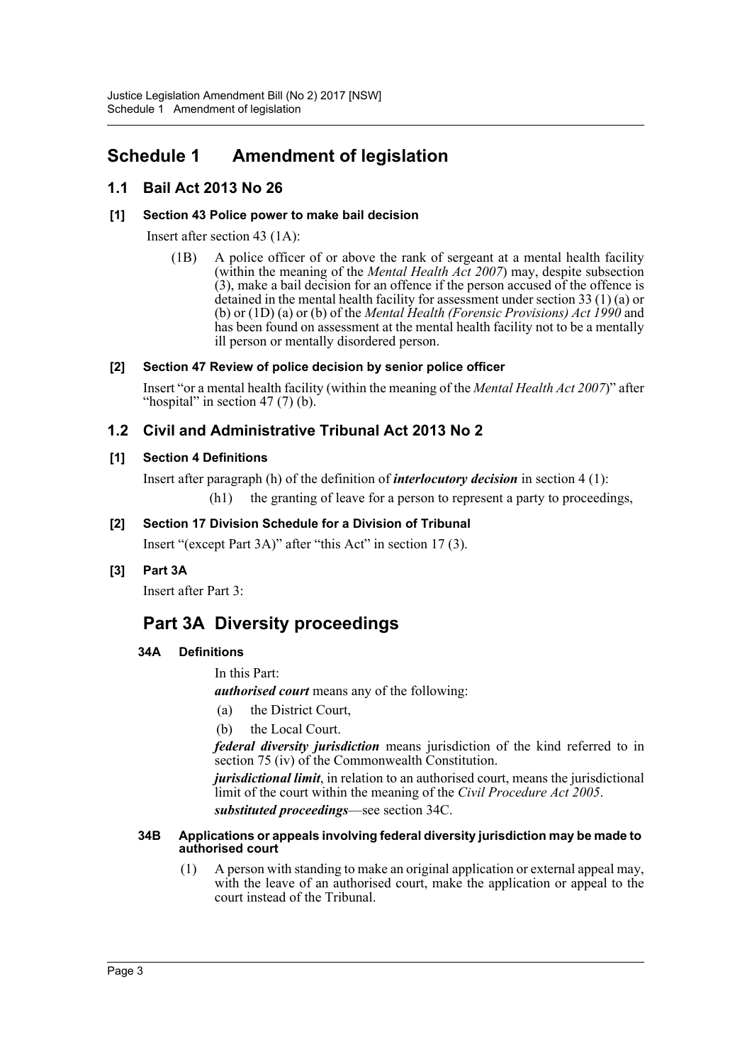## Schedule 1 Amendment of legislation

### 1.1 Bail Act 2013 No 26

**[1] Section 43 Police power to make bail decision**

Insert after section 43 (1A):

> (1B) A police officer of or above the rank of sergeant at a mental health facility (within the meaning of the *Mental Health Act 2007*) may, despite subsection (3), make a bail decision for an offence if the person accused of the offence is detained in the mental health facility for assessment under section 33 (1) (a) or (b) or (1D) (a) or (b) of the *Mental Health (Forensic Provisions) Act 1990* and has been found on assessment at the mental health facility not to be a mentally ill person or mentally disordered person.

**[2] Section 47 Review of police decision by senior police officer**

Insert "or a mental health facility (within the meaning of the *Mental Health Act 2007*)" after "hospital" in section 47 (7) (b).

### 1.2 Civil and Administrative Tribunal Act 2013 No 2

**[1] Section 4 Definitions**

Insert after paragraph (h) of the definition of ***interlocutory decision*** in section 4 (1):

> (h1) the granting of leave for a person to represent a party to proceedings,

**[2] Section 17 Division Schedule for a Division of Tribunal**

Insert "(except Part 3A)" after "this Act" in section 17 (3).

**[3] Part 3A**

Insert after Part 3:

## Part 3A Diversity proceedings

**34A Definitions**

In this Part:

***authorised court*** means any of the following:

(a) the District Court,

(b) the Local Court.

***federal diversity jurisdiction*** means jurisdiction of the kind referred to in section 75 (iv) of the Commonwealth Constitution.

***jurisdictional limit***, in relation to an authorised court, means the jurisdictional limit of the court within the meaning of the *Civil Procedure Act 2005*.

***substituted proceedings***—see section 34C.

**34B Applications or appeals involving federal diversity jurisdiction may be made to authorised court**

(1) A person with standing to make an original application or external appeal may, with the leave of an authorised court, make the application or appeal to the court instead of the Tribunal.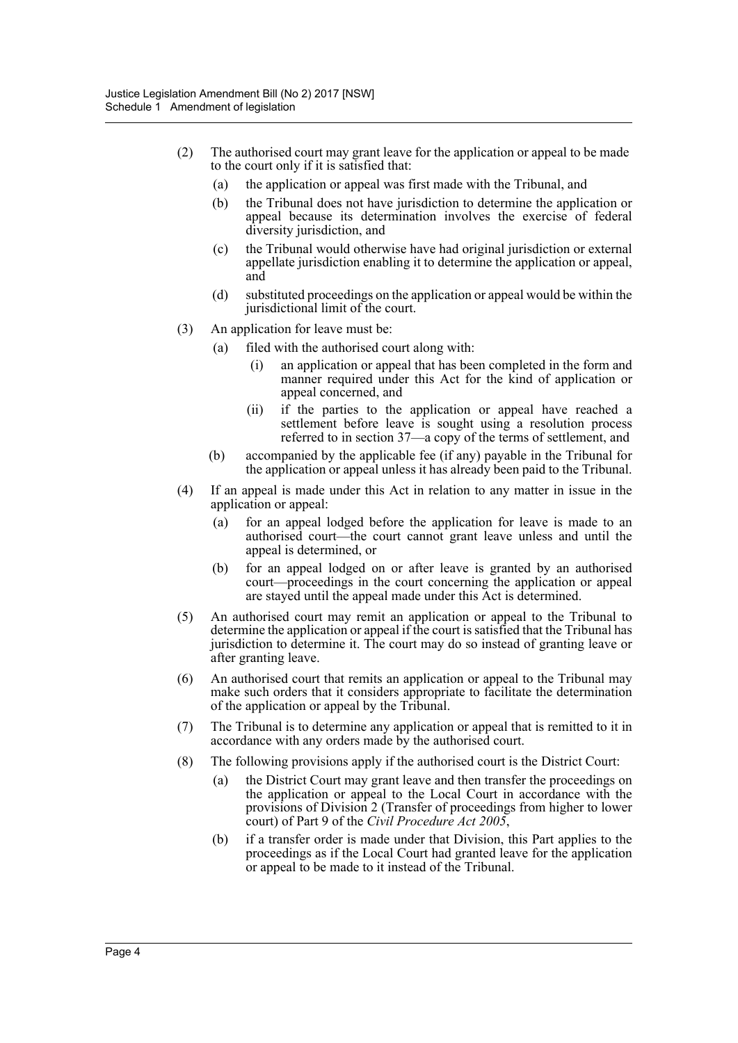(2) The authorised court may grant leave for the application or appeal to be made to the court only if it is satisfied that:

 (a) the application or appeal was first made with the Tribunal, and

 (b) the Tribunal does not have jurisdiction to determine the application or appeal because its determination involves the exercise of federal diversity jurisdiction, and

 (c) the Tribunal would otherwise have had original jurisdiction or external appellate jurisdiction enabling it to determine the application or appeal, and

 (d) substituted proceedings on the application or appeal would be within the jurisdictional limit of the court.

(3) An application for leave must be:

 (a) filed with the authorised court along with:

  (i) an application or appeal that has been completed in the form and manner required under this Act for the kind of application or appeal concerned, and

  (ii) if the parties to the application or appeal have reached a settlement before leave is sought using a resolution process referred to in section 37—a copy of the terms of settlement, and

 (b) accompanied by the applicable fee (if any) payable in the Tribunal for the application or appeal unless it has already been paid to the Tribunal.

(4) If an appeal is made under this Act in relation to any matter in issue in the application or appeal:

 (a) for an appeal lodged before the application for leave is made to an authorised court—the court cannot grant leave unless and until the appeal is determined, or

 (b) for an appeal lodged on or after leave is granted by an authorised court—proceedings in the court concerning the application or appeal are stayed until the appeal made under this Act is determined.

(5) An authorised court may remit an application or appeal to the Tribunal to determine the application or appeal if the court is satisfied that the Tribunal has jurisdiction to determine it. The court may do so instead of granting leave or after granting leave.

(6) An authorised court that remits an application or appeal to the Tribunal may make such orders that it considers appropriate to facilitate the determination of the application or appeal by the Tribunal.

(7) The Tribunal is to determine any application or appeal that is remitted to it in accordance with any orders made by the authorised court.

(8) The following provisions apply if the authorised court is the District Court:

 (a) the District Court may grant leave and then transfer the proceedings on the application or appeal to the Local Court in accordance with the provisions of Division 2 (Transfer of proceedings from higher to lower court) of Part 9 of the *Civil Procedure Act 2005*,

 (b) if a transfer order is made under that Division, this Part applies to the proceedings as if the Local Court had granted leave for the application or appeal to be made to it instead of the Tribunal.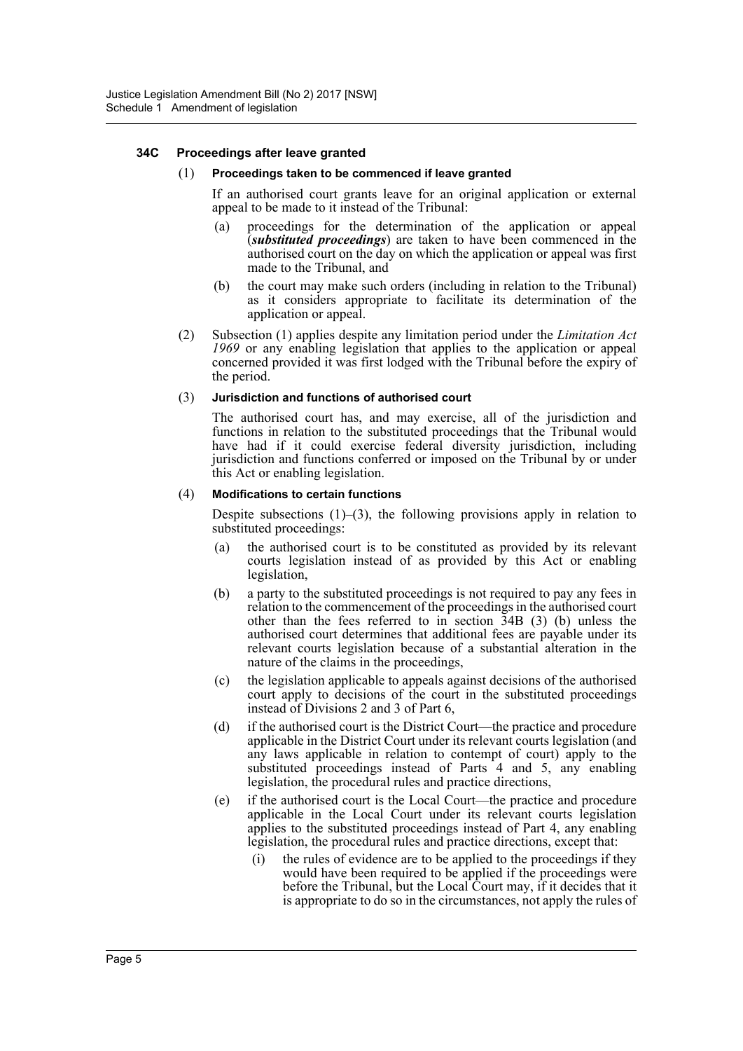### 34C Proceedings after leave granted

(1) **Proceedings taken to be commenced if leave granted**

If an authorised court grants leave for an original application or external appeal to be made to it instead of the Tribunal:

(a) proceedings for the determination of the application or appeal (***substituted proceedings***) are taken to have been commenced in the authorised court on the day on which the application or appeal was first made to the Tribunal, and

(b) the court may make such orders (including in relation to the Tribunal) as it considers appropriate to facilitate its determination of the application or appeal.

(2) Subsection (1) applies despite any limitation period under the *Limitation Act 1969* or any enabling legislation that applies to the application or appeal concerned provided it was first lodged with the Tribunal before the expiry of the period.

(3) **Jurisdiction and functions of authorised court**

The authorised court has, and may exercise, all of the jurisdiction and functions in relation to the substituted proceedings that the Tribunal would have had if it could exercise federal diversity jurisdiction, including jurisdiction and functions conferred or imposed on the Tribunal by or under this Act or enabling legislation.

(4) **Modifications to certain functions**

Despite subsections (1)–(3), the following provisions apply in relation to substituted proceedings:

(a) the authorised court is to be constituted as provided by its relevant courts legislation instead of as provided by this Act or enabling legislation,

(b) a party to the substituted proceedings is not required to pay any fees in relation to the commencement of the proceedings in the authorised court other than the fees referred to in section 34B (3) (b) unless the authorised court determines that additional fees are payable under its relevant courts legislation because of a substantial alteration in the nature of the claims in the proceedings,

(c) the legislation applicable to appeals against decisions of the authorised court apply to decisions of the court in the substituted proceedings instead of Divisions 2 and 3 of Part 6,

(d) if the authorised court is the District Court—the practice and procedure applicable in the District Court under its relevant courts legislation (and any laws applicable in relation to contempt of court) apply to the substituted proceedings instead of Parts 4 and 5, any enabling legislation, the procedural rules and practice directions,

(e) if the authorised court is the Local Court—the practice and procedure applicable in the Local Court under its relevant courts legislation applies to the substituted proceedings instead of Part 4, any enabling legislation, the procedural rules and practice directions, except that:

(i) the rules of evidence are to be applied to the proceedings if they would have been required to be applied if the proceedings were before the Tribunal, but the Local Court may, if it decides that it is appropriate to do so in the circumstances, not apply the rules of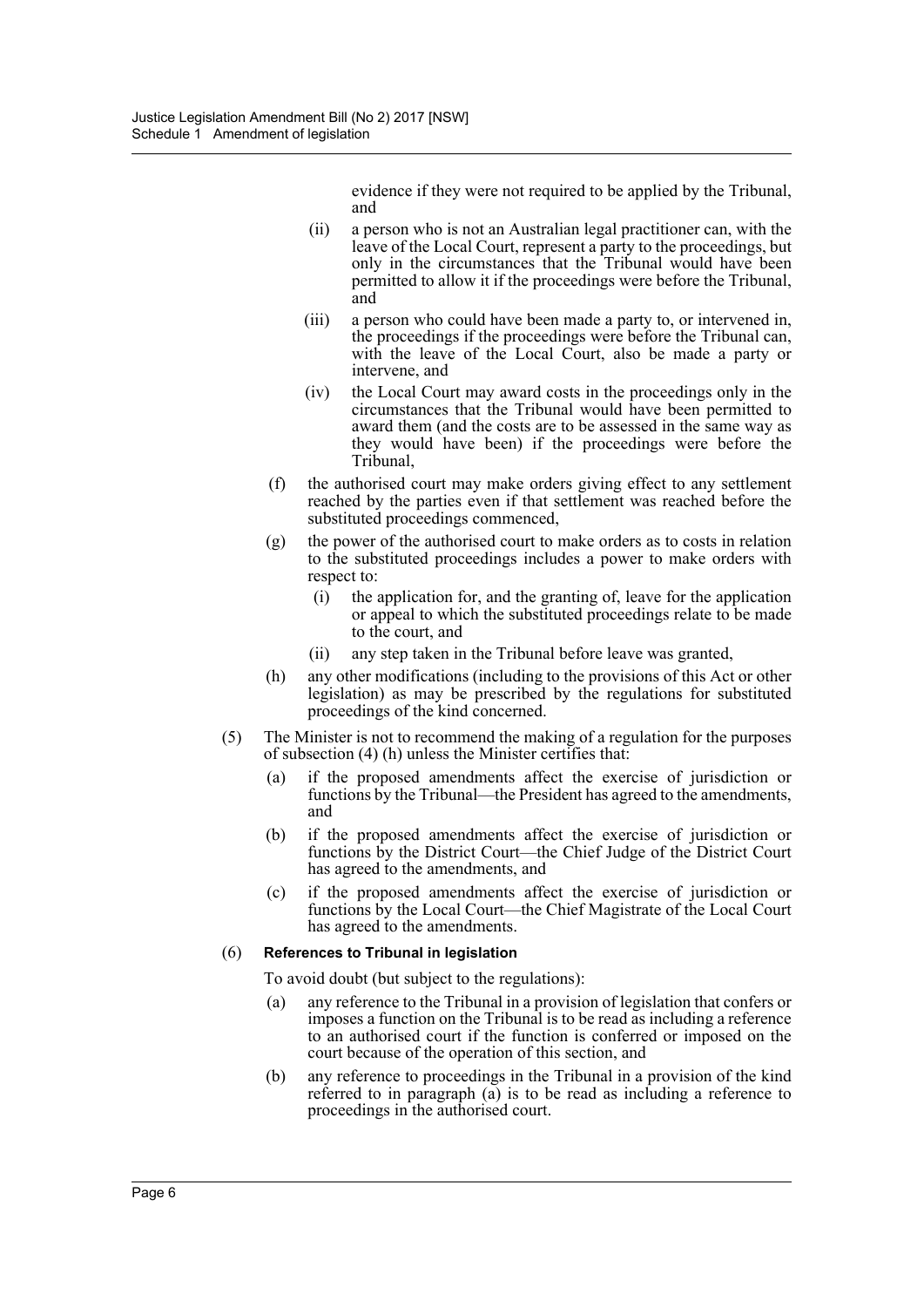evidence if they were not required to be applied by the Tribunal, and

- (ii) a person who is not an Australian legal practitioner can, with the leave of the Local Court, represent a party to the proceedings, but only in the circumstances that the Tribunal would have been permitted to allow it if the proceedings were before the Tribunal, and
- (iii) a person who could have been made a party to, or intervened in, the proceedings if the proceedings were before the Tribunal can, with the leave of the Local Court, also be made a party or intervene, and
- (iv) the Local Court may award costs in the proceedings only in the circumstances that the Tribunal would have been permitted to award them (and the costs are to be assessed in the same way as they would have been) if the proceedings were before the Tribunal,

- (f) the authorised court may make orders giving effect to any settlement reached by the parties even if that settlement was reached before the substituted proceedings commenced,
- (g) the power of the authorised court to make orders as to costs in relation to the substituted proceedings includes a power to make orders with respect to:
  - (i) the application for, and the granting of, leave for the application or appeal to which the substituted proceedings relate to be made to the court, and
  - (ii) any step taken in the Tribunal before leave was granted,
- (h) any other modifications (including to the provisions of this Act or other legislation) as may be prescribed by the regulations for substituted proceedings of the kind concerned.

(5) The Minister is not to recommend the making of a regulation for the purposes of subsection (4) (h) unless the Minister certifies that:

- (a) if the proposed amendments affect the exercise of jurisdiction or functions by the Tribunal—the President has agreed to the amendments, and
- (b) if the proposed amendments affect the exercise of jurisdiction or functions by the District Court—the Chief Judge of the District Court has agreed to the amendments, and
- (c) if the proposed amendments affect the exercise of jurisdiction or functions by the Local Court—the Chief Magistrate of the Local Court has agreed to the amendments.

(6) **References to Tribunal in legislation**

To avoid doubt (but subject to the regulations):

- (a) any reference to the Tribunal in a provision of legislation that confers or imposes a function on the Tribunal is to be read as including a reference to an authorised court if the function is conferred or imposed on the court because of the operation of this section, and
- (b) any reference to proceedings in the Tribunal in a provision of the kind referred to in paragraph (a) is to be read as including a reference to proceedings in the authorised court.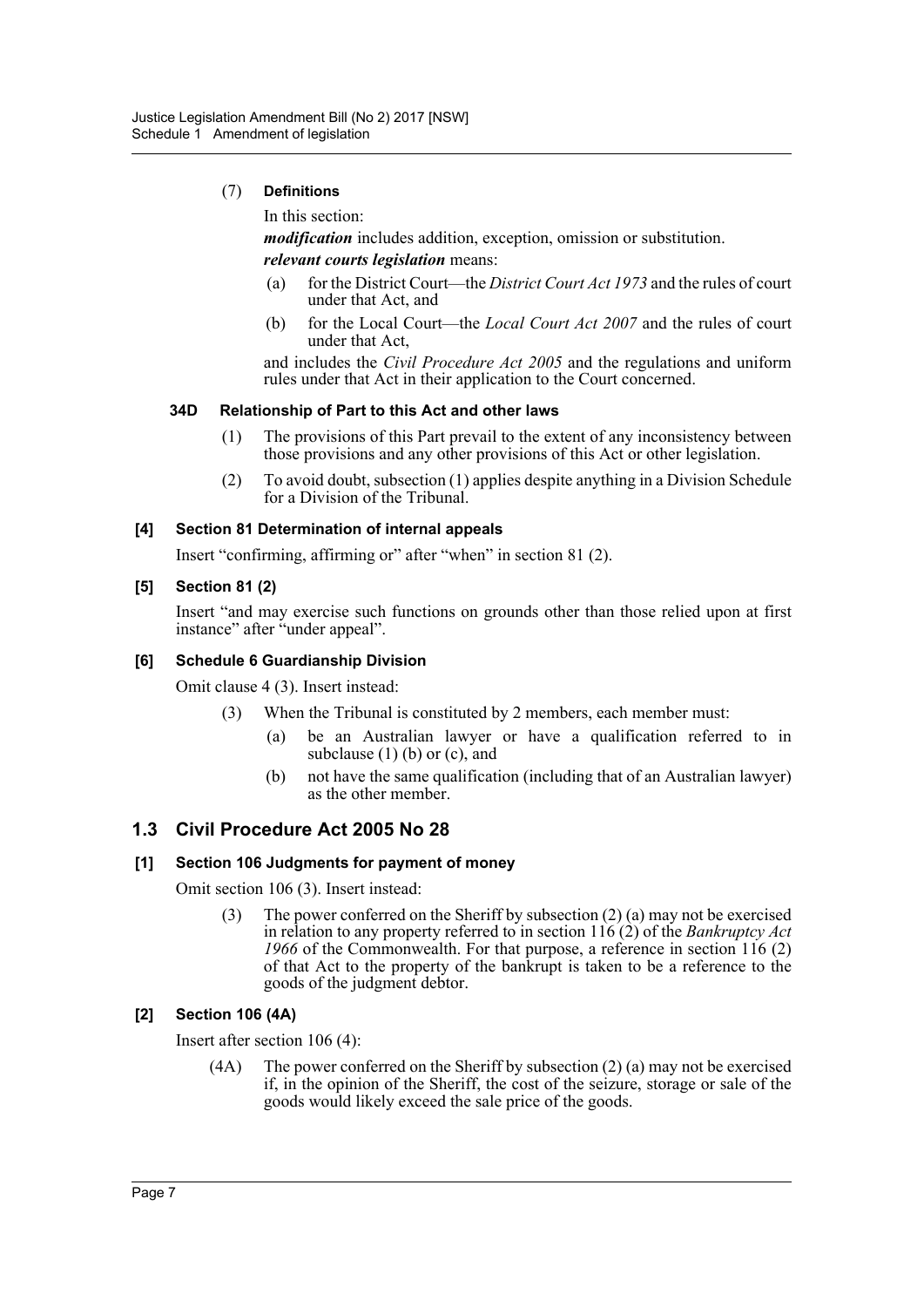(7) **Definitions**

In this section:

***modification*** includes addition, exception, omission or substitution.

***relevant courts legislation*** means:

(a) for the District Court—the *District Court Act 1973* and the rules of court under that Act, and

(b) for the Local Court—the *Local Court Act 2007* and the rules of court under that Act,

and includes the *Civil Procedure Act 2005* and the regulations and uniform rules under that Act in their application to the Court concerned.

#### 34D Relationship of Part to this Act and other laws

(1) The provisions of this Part prevail to the extent of any inconsistency between those provisions and any other provisions of this Act or other legislation.

(2) To avoid doubt, subsection (1) applies despite anything in a Division Schedule for a Division of the Tribunal.

#### [4] Section 81 Determination of internal appeals

Insert "confirming, affirming or" after "when" in section 81 (2).

#### [5] Section 81 (2)

Insert "and may exercise such functions on grounds other than those relied upon at first instance" after "under appeal".

#### [6] Schedule 6 Guardianship Division

Omit clause 4 (3). Insert instead:

(3) When the Tribunal is constituted by 2 members, each member must:

(a) be an Australian lawyer or have a qualification referred to in subclause (1) (b) or (c), and

(b) not have the same qualification (including that of an Australian lawyer) as the other member.

## 1.3 Civil Procedure Act 2005 No 28

#### [1] Section 106 Judgments for payment of money

Omit section 106 (3). Insert instead:

(3) The power conferred on the Sheriff by subsection (2) (a) may not be exercised in relation to any property referred to in section 116 (2) of the *Bankruptcy Act 1966* of the Commonwealth. For that purpose, a reference in section 116 (2) of that Act to the property of the bankrupt is taken to be a reference to the goods of the judgment debtor.

#### [2] Section 106 (4A)

Insert after section 106 (4):

(4A) The power conferred on the Sheriff by subsection (2) (a) may not be exercised if, in the opinion of the Sheriff, the cost of the seizure, storage or sale of the goods would likely exceed the sale price of the goods.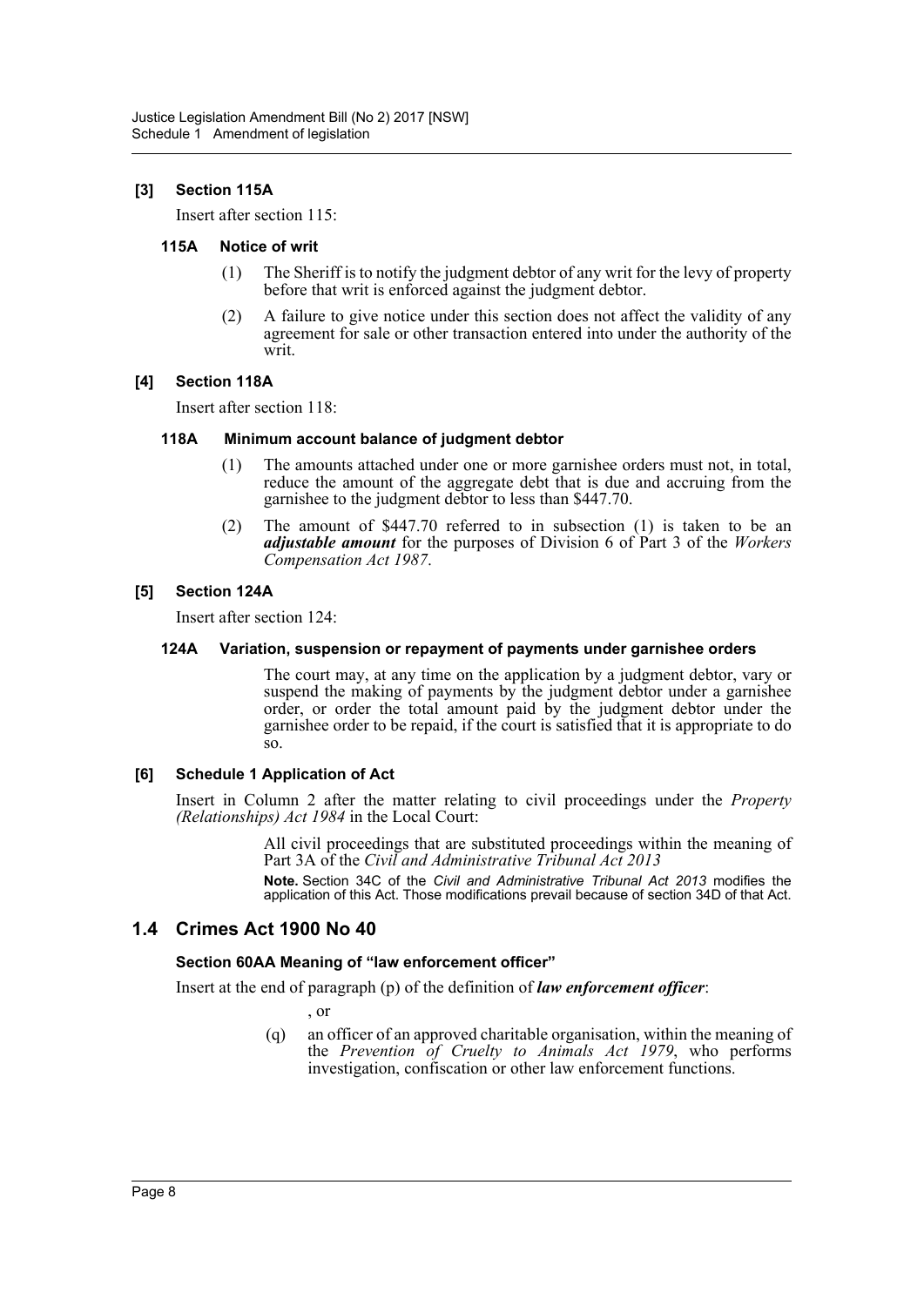### [3] Section 115A

Insert after section 115:

#### 115A Notice of writ

(1) The Sheriff is to notify the judgment debtor of any writ for the levy of property before that writ is enforced against the judgment debtor.

(2) A failure to give notice under this section does not affect the validity of any agreement for sale or other transaction entered into under the authority of the writ.

### [4] Section 118A

Insert after section 118:

#### 118A Minimum account balance of judgment debtor

(1) The amounts attached under one or more garnishee orders must not, in total, reduce the amount of the aggregate debt that is due and accruing from the garnishee to the judgment debtor to less than $447.70.

(2) The amount of $447.70 referred to in subsection (1) is taken to be an ***adjustable amount*** for the purposes of Division 6 of Part 3 of the *Workers Compensation Act 1987*.

### [5] Section 124A

Insert after section 124:

#### 124A Variation, suspension or repayment of payments under garnishee orders

The court may, at any time on the application by a judgment debtor, vary or suspend the making of payments by the judgment debtor under a garnishee order, or order the total amount paid by the judgment debtor under the garnishee order to be repaid, if the court is satisfied that it is appropriate to do so.

### [6] Schedule 1 Application of Act

Insert in Column 2 after the matter relating to civil proceedings under the *Property (Relationships) Act 1984* in the Local Court:

All civil proceedings that are substituted proceedings within the meaning of Part 3A of the *Civil and Administrative Tribunal Act 2013*

**Note.** Section 34C of the *Civil and Administrative Tribunal Act 2013* modifies the application of this Act. Those modifications prevail because of section 34D of that Act.

## 1.4 Crimes Act 1900 No 40

### Section 60AA Meaning of "law enforcement officer"

Insert at the end of paragraph (p) of the definition of ***law enforcement officer***:

, or

(q) an officer of an approved charitable organisation, within the meaning of the *Prevention of Cruelty to Animals Act 1979*, who performs investigation, confiscation or other law enforcement functions.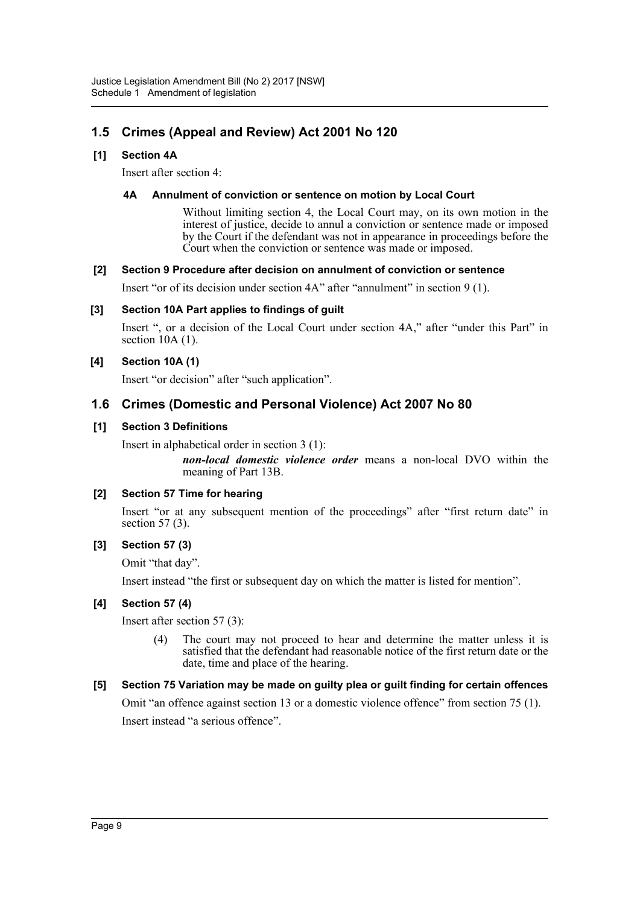## 1.5 Crimes (Appeal and Review) Act 2001 No 120

### [1] Section 4A

Insert after section 4:

#### 4A Annulment of conviction or sentence on motion by Local Court

Without limiting section 4, the Local Court may, on its own motion in the interest of justice, decide to annul a conviction or sentence made or imposed by the Court if the defendant was not in appearance in proceedings before the Court when the conviction or sentence was made or imposed.

### [2] Section 9 Procedure after decision on annulment of conviction or sentence

Insert "or of its decision under section 4A" after "annulment" in section 9 (1).

### [3] Section 10A Part applies to findings of guilt

Insert ", or a decision of the Local Court under section 4A," after "under this Part" in section 10A (1).

### [4] Section 10A (1)

Insert "or decision" after "such application".

## 1.6 Crimes (Domestic and Personal Violence) Act 2007 No 80

### [1] Section 3 Definitions

Insert in alphabetical order in section 3 (1):

> ***non-local domestic violence order*** means a non-local DVO within the meaning of Part 13B.

### [2] Section 57 Time for hearing

Insert "or at any subsequent mention of the proceedings" after "first return date" in section 57 (3).

### [3] Section 57 (3)

Omit "that day".

Insert instead "the first or subsequent day on which the matter is listed for mention".

### [4] Section 57 (4)

Insert after section 57 (3):

> (4) The court may not proceed to hear and determine the matter unless it is satisfied that the defendant had reasonable notice of the first return date or the date, time and place of the hearing.

### [5] Section 75 Variation may be made on guilty plea or guilt finding for certain offences

Omit "an offence against section 13 or a domestic violence offence" from section 75 (1).

Insert instead "a serious offence".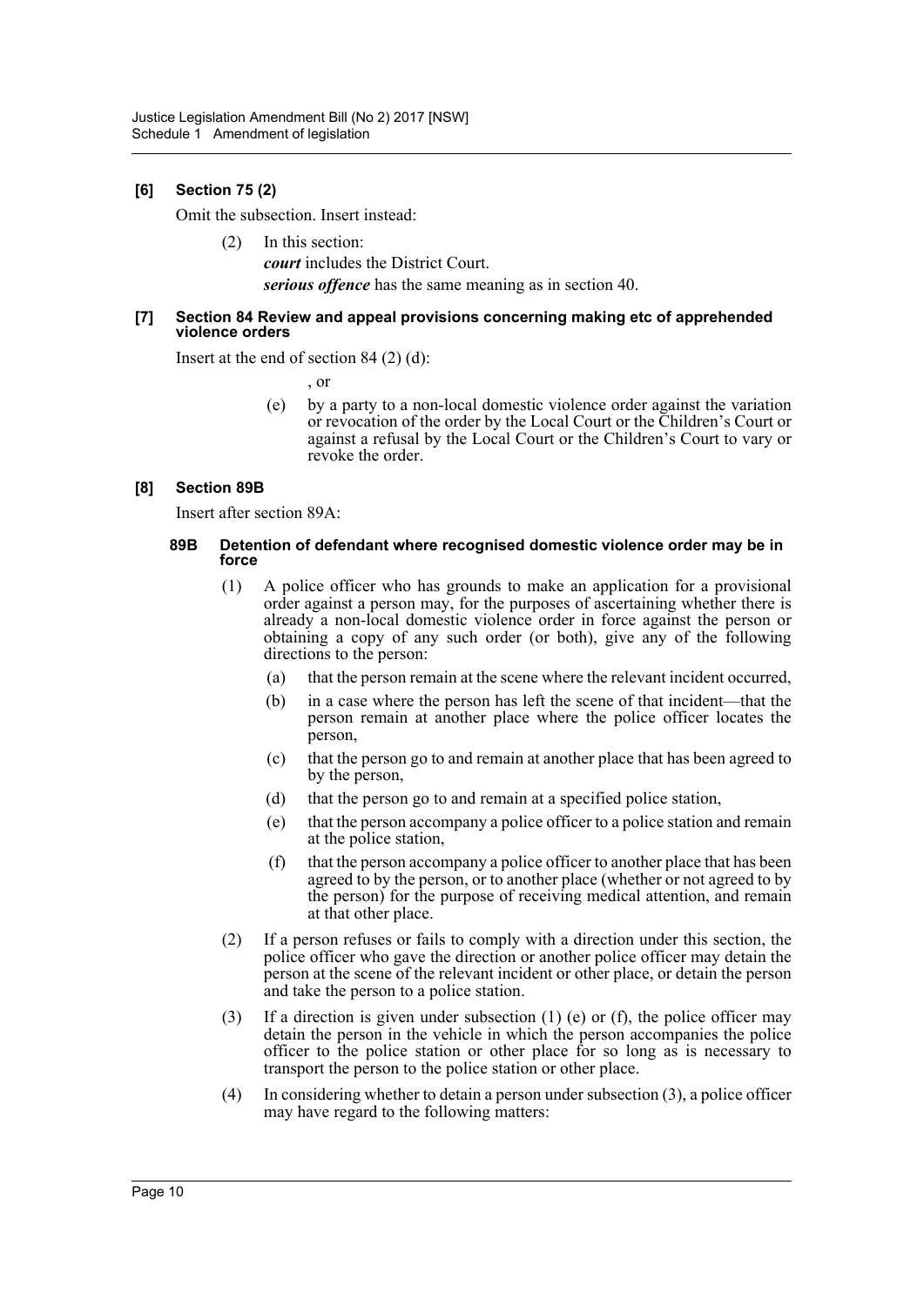### [6] Section 75 (2)

Omit the subsection. Insert instead:

> (2) In this section:
>
> ***court*** includes the District Court.
>
> ***serious offence*** has the same meaning as in section 40.

### [7] Section 84 Review and appeal provisions concerning making etc of apprehended violence orders

Insert at the end of section 84 (2) (d):

> , or
>
> (e) by a party to a non-local domestic violence order against the variation or revocation of the order by the Local Court or the Children's Court or against a refusal by the Local Court or the Children's Court to vary or revoke the order.

### [8] Section 89B

Insert after section 89A:

#### 89B Detention of defendant where recognised domestic violence order may be in force

(1) A police officer who has grounds to make an application for a provisional order against a person may, for the purposes of ascertaining whether there is already a non-local domestic violence order in force against the person or obtaining a copy of any such order (or both), give any of the following directions to the person:

- (a) that the person remain at the scene where the relevant incident occurred,
- (b) in a case where the person has left the scene of that incident—that the person remain at another place where the police officer locates the person,
- (c) that the person go to and remain at another place that has been agreed to by the person,
- (d) that the person go to and remain at a specified police station,
- (e) that the person accompany a police officer to a police station and remain at the police station,
- (f) that the person accompany a police officer to another place that has been agreed to by the person, or to another place (whether or not agreed to by the person) for the purpose of receiving medical attention, and remain at that other place.

(2) If a person refuses or fails to comply with a direction under this section, the police officer who gave the direction or another police officer may detain the person at the scene of the relevant incident or other place, or detain the person and take the person to a police station.

(3) If a direction is given under subsection (1) (e) or (f), the police officer may detain the person in the vehicle in which the person accompanies the police officer to the police station or other place for so long as is necessary to transport the person to the police station or other place.

(4) In considering whether to detain a person under subsection (3), a police officer may have regard to the following matters: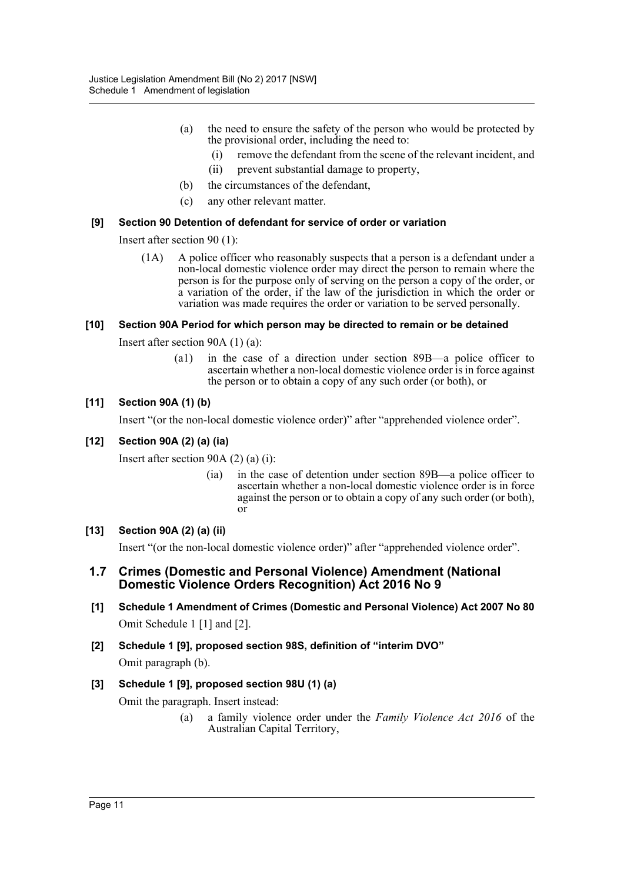(a) the need to ensure the safety of the person who would be protected by the provisional order, including the need to:

   (i) remove the defendant from the scene of the relevant incident, and

   (ii) prevent substantial damage to property,

(b) the circumstances of the defendant,

(c) any other relevant matter.

#### [9] Section 90 Detention of defendant for service of order or variation

Insert after section 90 (1):

(1A) A police officer who reasonably suspects that a person is a defendant under a non-local domestic violence order may direct the person to remain where the person is for the purpose only of serving on the person a copy of the order, or a variation of the order, if the law of the jurisdiction in which the order or variation was made requires the order or variation to be served personally.

#### [10] Section 90A Period for which person may be directed to remain or be detained

Insert after section 90A (1) (a):

(a1) in the case of a direction under section 89B—a police officer to ascertain whether a non-local domestic violence order is in force against the person or to obtain a copy of any such order (or both), or

#### [11] Section 90A (1) (b)

Insert "(or the non-local domestic violence order)" after "apprehended violence order".

#### [12] Section 90A (2) (a) (ia)

Insert after section 90A (2) (a) (i):

(ia) in the case of detention under section 89B—a police officer to ascertain whether a non-local domestic violence order is in force against the person or to obtain a copy of any such order (or both), or

#### [13] Section 90A (2) (a) (ii)

Insert "(or the non-local domestic violence order)" after "apprehended violence order".

### 1.7 Crimes (Domestic and Personal Violence) Amendment (National Domestic Violence Orders Recognition) Act 2016 No 9

#### [1] Schedule 1 Amendment of Crimes (Domestic and Personal Violence) Act 2007 No 80

Omit Schedule 1 [1] and [2].

#### [2] Schedule 1 [9], proposed section 98S, definition of "interim DVO"

Omit paragraph (b).

#### [3] Schedule 1 [9], proposed section 98U (1) (a)

Omit the paragraph. Insert instead:

(a) a family violence order under the *Family Violence Act 2016* of the Australian Capital Territory,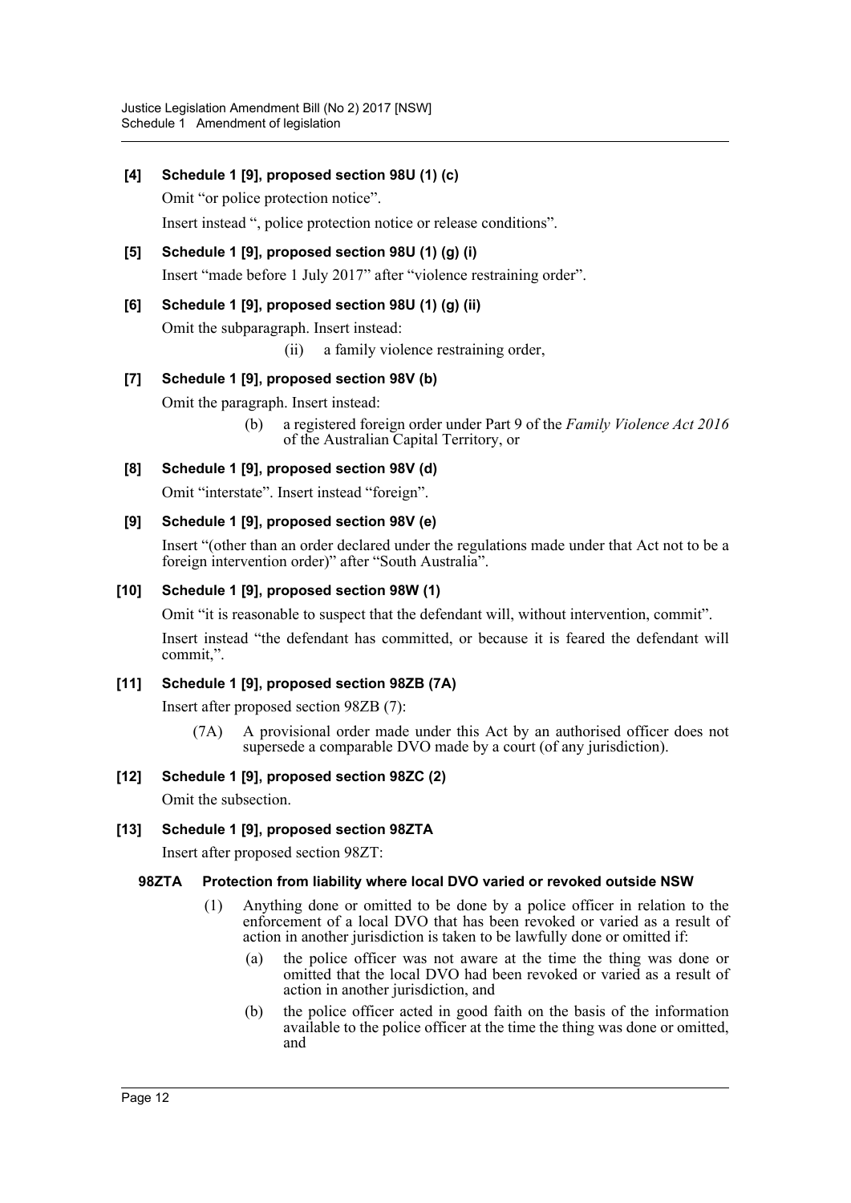**[4] Schedule 1 [9], proposed section 98U (1) (c)**

Omit "or police protection notice".

Insert instead ", police protection notice or release conditions".

**[5] Schedule 1 [9], proposed section 98U (1) (g) (i)**

Insert "made before 1 July 2017" after "violence restraining order".

**[6] Schedule 1 [9], proposed section 98U (1) (g) (ii)**

Omit the subparagraph. Insert instead:

> (ii) a family violence restraining order,

**[7] Schedule 1 [9], proposed section 98V (b)**

Omit the paragraph. Insert instead:

> (b) a registered foreign order under Part 9 of the *Family Violence Act 2016* of the Australian Capital Territory, or

**[8] Schedule 1 [9], proposed section 98V (d)**

Omit "interstate". Insert instead "foreign".

**[9] Schedule 1 [9], proposed section 98V (e)**

Insert "(other than an order declared under the regulations made under that Act not to be a foreign intervention order)" after "South Australia".

**[10] Schedule 1 [9], proposed section 98W (1)**

Omit "it is reasonable to suspect that the defendant will, without intervention, commit".

Insert instead "the defendant has committed, or because it is feared the defendant will commit,".

**[11] Schedule 1 [9], proposed section 98ZB (7A)**

Insert after proposed section 98ZB (7):

> (7A) A provisional order made under this Act by an authorised officer does not supersede a comparable DVO made by a court (of any jurisdiction).

**[12] Schedule 1 [9], proposed section 98ZC (2)**

Omit the subsection.

**[13] Schedule 1 [9], proposed section 98ZTA**

Insert after proposed section 98ZT:

**98ZTA Protection from liability where local DVO varied or revoked outside NSW**

> (1) Anything done or omitted to be done by a police officer in relation to the enforcement of a local DVO that has been revoked or varied as a result of action in another jurisdiction is taken to be lawfully done or omitted if:
>
> (a) the police officer was not aware at the time the thing was done or omitted that the local DVO had been revoked or varied as a result of action in another jurisdiction, and
>
> (b) the police officer acted in good faith on the basis of the information available to the police officer at the time the thing was done or omitted, and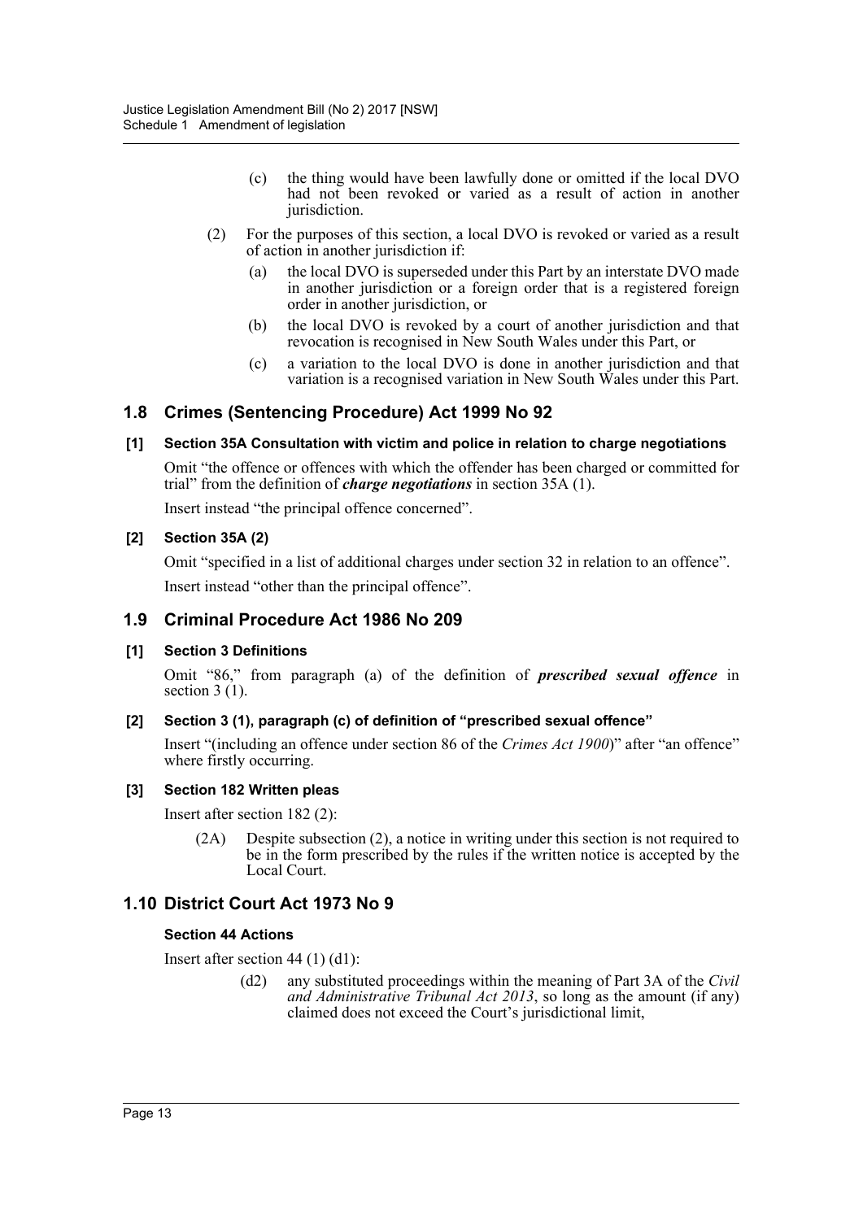(c) the thing would have been lawfully done or omitted if the local DVO had not been revoked or varied as a result of action in another jurisdiction.

(2) For the purposes of this section, a local DVO is revoked or varied as a result of action in another jurisdiction if:

(a) the local DVO is superseded under this Part by an interstate DVO made in another jurisdiction or a foreign order that is a registered foreign order in another jurisdiction, or

(b) the local DVO is revoked by a court of another jurisdiction and that revocation is recognised in New South Wales under this Part, or

(c) a variation to the local DVO is done in another jurisdiction and that variation is a recognised variation in New South Wales under this Part.

## 1.8 Crimes (Sentencing Procedure) Act 1999 No 92

### [1] Section 35A Consultation with victim and police in relation to charge negotiations

Omit "the offence or offences with which the offender has been charged or committed for trial" from the definition of ***charge negotiations*** in section 35A (1).

Insert instead "the principal offence concerned".

### [2] Section 35A (2)

Omit "specified in a list of additional charges under section 32 in relation to an offence".

Insert instead "other than the principal offence".

## 1.9 Criminal Procedure Act 1986 No 209

### [1] Section 3 Definitions

Omit "86," from paragraph (a) of the definition of ***prescribed sexual offence*** in section 3 (1).

### [2] Section 3 (1), paragraph (c) of definition of "prescribed sexual offence"

Insert "(including an offence under section 86 of the *Crimes Act 1900*)" after "an offence" where firstly occurring.

### [3] Section 182 Written pleas

Insert after section 182 (2):

(2A) Despite subsection (2), a notice in writing under this section is not required to be in the form prescribed by the rules if the written notice is accepted by the Local Court.

## 1.10 District Court Act 1973 No 9

### Section 44 Actions

Insert after section 44 (1) (d1):

(d2) any substituted proceedings within the meaning of Part 3A of the *Civil and Administrative Tribunal Act 2013*, so long as the amount (if any) claimed does not exceed the Court's jurisdictional limit,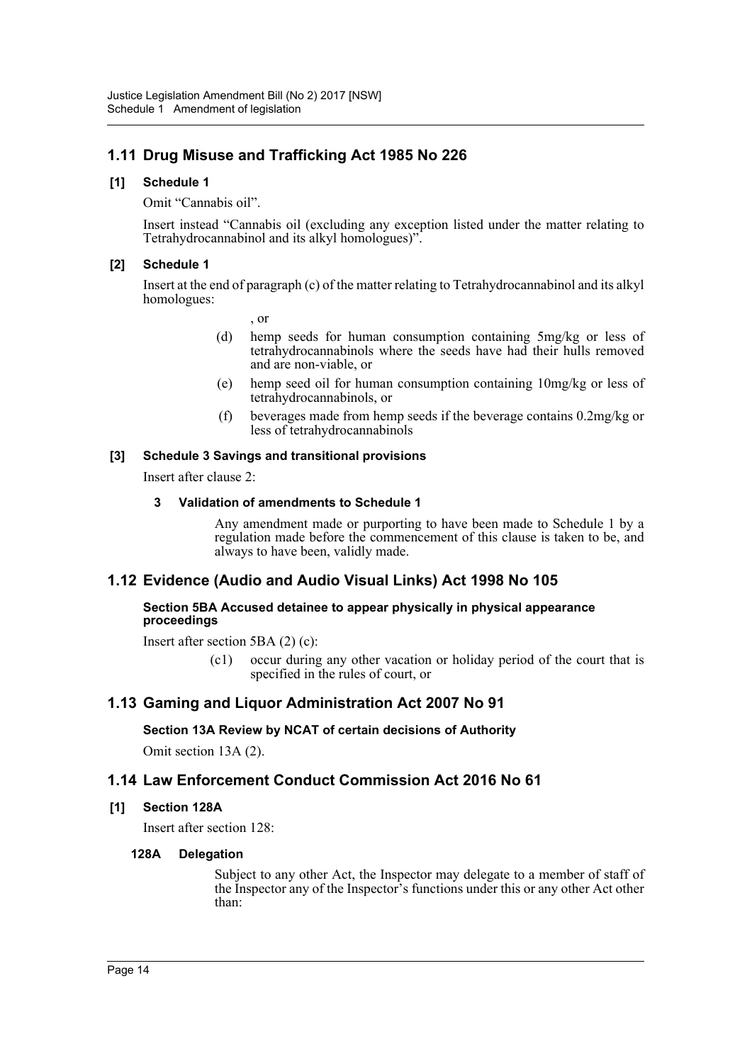## 1.11 Drug Misuse and Trafficking Act 1985 No 226

### [1] Schedule 1

Omit "Cannabis oil".

Insert instead "Cannabis oil (excluding any exception listed under the matter relating to Tetrahydrocannabinol and its alkyl homologues)".

### [2] Schedule 1

Insert at the end of paragraph (c) of the matter relating to Tetrahydrocannabinol and its alkyl homologues:

, or

(d) hemp seeds for human consumption containing 5mg/kg or less of tetrahydrocannabinols where the seeds have had their hulls removed and are non-viable, or

(e) hemp seed oil for human consumption containing 10mg/kg or less of tetrahydrocannabinols, or

(f) beverages made from hemp seeds if the beverage contains 0.2mg/kg or less of tetrahydrocannabinols

### [3] Schedule 3 Savings and transitional provisions

Insert after clause 2:

#### 3 Validation of amendments to Schedule 1

Any amendment made or purporting to have been made to Schedule 1 by a regulation made before the commencement of this clause is taken to be, and always to have been, validly made.

## 1.12 Evidence (Audio and Audio Visual Links) Act 1998 No 105

#### Section 5BA Accused detainee to appear physically in physical appearance proceedings

Insert after section 5BA (2) (c):

(c1) occur during any other vacation or holiday period of the court that is specified in the rules of court, or

## 1.13 Gaming and Liquor Administration Act 2007 No 91

#### Section 13A Review by NCAT of certain decisions of Authority

Omit section 13A (2).

## 1.14 Law Enforcement Conduct Commission Act 2016 No 61

### [1] Section 128A

Insert after section 128:

#### 128A Delegation

Subject to any other Act, the Inspector may delegate to a member of staff of the Inspector any of the Inspector's functions under this or any other Act other than: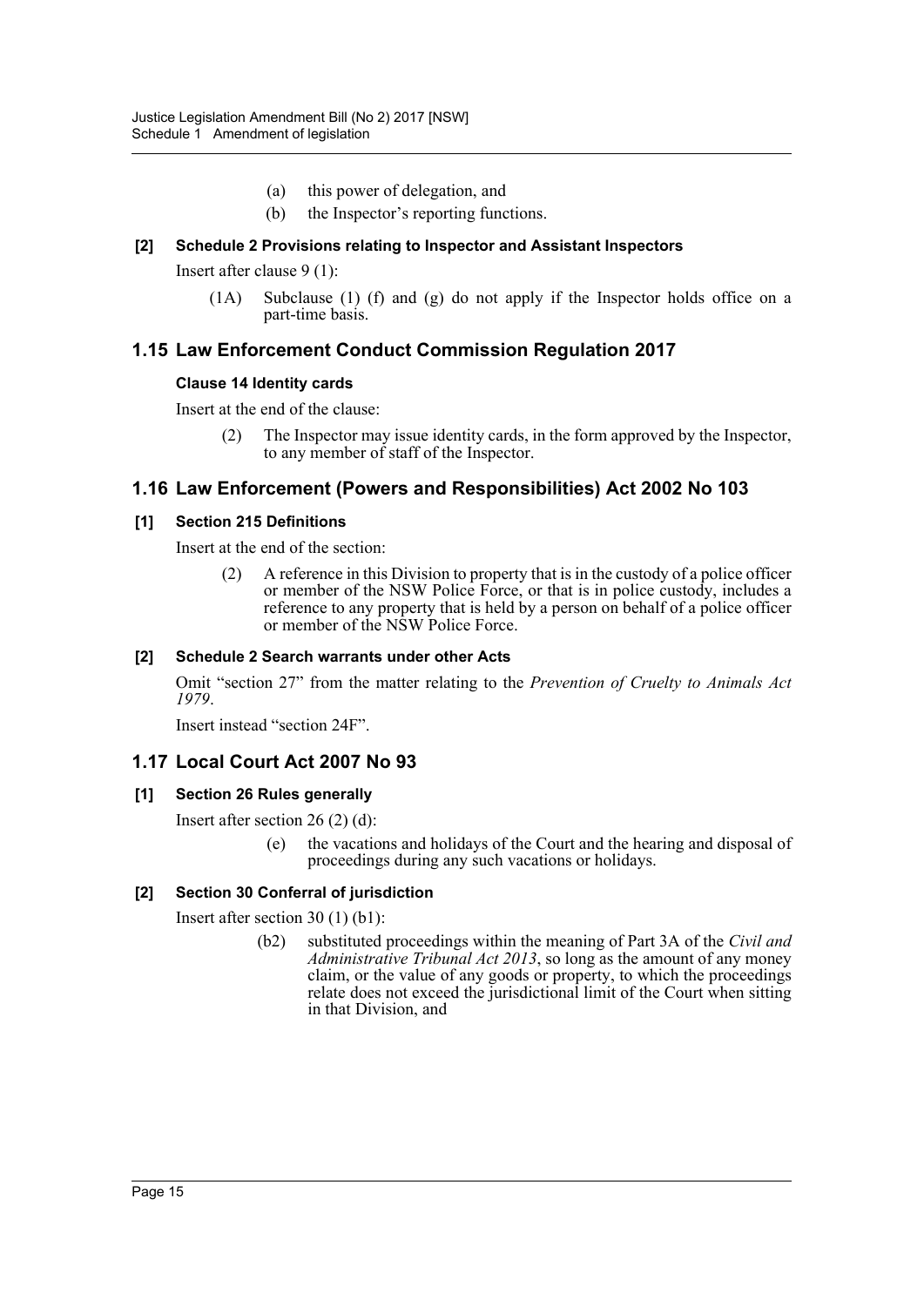(a) this power of delegation, and

(b) the Inspector's reporting functions.

#### [2] Schedule 2 Provisions relating to Inspector and Assistant Inspectors

Insert after clause 9 (1):

(1A) Subclause (1) (f) and (g) do not apply if the Inspector holds office on a part-time basis.

## 1.15 Law Enforcement Conduct Commission Regulation 2017

#### Clause 14 Identity cards

Insert at the end of the clause:

(2) The Inspector may issue identity cards, in the form approved by the Inspector, to any member of staff of the Inspector.

## 1.16 Law Enforcement (Powers and Responsibilities) Act 2002 No 103

#### [1] Section 215 Definitions

Insert at the end of the section:

(2) A reference in this Division to property that is in the custody of a police officer or member of the NSW Police Force, or that is in police custody, includes a reference to any property that is held by a person on behalf of a police officer or member of the NSW Police Force.

#### [2] Schedule 2 Search warrants under other Acts

Omit "section 27" from the matter relating to the *Prevention of Cruelty to Animals Act 1979*.

Insert instead "section 24F".

## 1.17 Local Court Act 2007 No 93

#### [1] Section 26 Rules generally

Insert after section 26 (2) (d):

(e) the vacations and holidays of the Court and the hearing and disposal of proceedings during any such vacations or holidays.

#### [2] Section 30 Conferral of jurisdiction

Insert after section 30 (1) (b1):

(b2) substituted proceedings within the meaning of Part 3A of the *Civil and Administrative Tribunal Act 2013*, so long as the amount of any money claim, or the value of any goods or property, to which the proceedings relate does not exceed the jurisdictional limit of the Court when sitting in that Division, and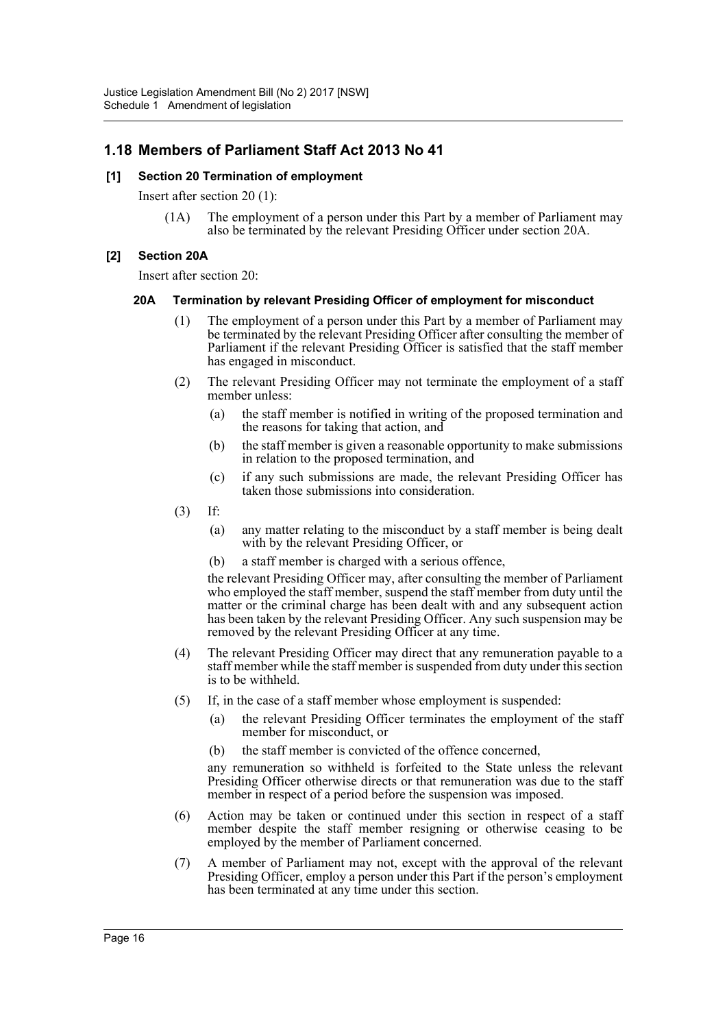## 1.18 Members of Parliament Staff Act 2013 No 41

### [1] Section 20 Termination of employment

Insert after section 20 (1):

(1A) The employment of a person under this Part by a member of Parliament may also be terminated by the relevant Presiding Officer under section 20A.

### [2] Section 20A

Insert after section 20:

#### 20A Termination by relevant Presiding Officer of employment for misconduct

(1) The employment of a person under this Part by a member of Parliament may be terminated by the relevant Presiding Officer after consulting the member of Parliament if the relevant Presiding Officer is satisfied that the staff member has engaged in misconduct.

(2) The relevant Presiding Officer may not terminate the employment of a staff member unless:

(a) the staff member is notified in writing of the proposed termination and the reasons for taking that action, and

(b) the staff member is given a reasonable opportunity to make submissions in relation to the proposed termination, and

(c) if any such submissions are made, the relevant Presiding Officer has taken those submissions into consideration.

(3) If:

(a) any matter relating to the misconduct by a staff member is being dealt with by the relevant Presiding Officer, or

(b) a staff member is charged with a serious offence,

the relevant Presiding Officer may, after consulting the member of Parliament who employed the staff member, suspend the staff member from duty until the matter or the criminal charge has been dealt with and any subsequent action has been taken by the relevant Presiding Officer. Any such suspension may be removed by the relevant Presiding Officer at any time.

(4) The relevant Presiding Officer may direct that any remuneration payable to a staff member while the staff member is suspended from duty under this section is to be withheld.

(5) If, in the case of a staff member whose employment is suspended:

(a) the relevant Presiding Officer terminates the employment of the staff member for misconduct, or

(b) the staff member is convicted of the offence concerned,

any remuneration so withheld is forfeited to the State unless the relevant Presiding Officer otherwise directs or that remuneration was due to the staff member in respect of a period before the suspension was imposed.

(6) Action may be taken or continued under this section in respect of a staff member despite the staff member resigning or otherwise ceasing to be employed by the member of Parliament concerned.

(7) A member of Parliament may not, except with the approval of the relevant Presiding Officer, employ a person under this Part if the person's employment has been terminated at any time under this section.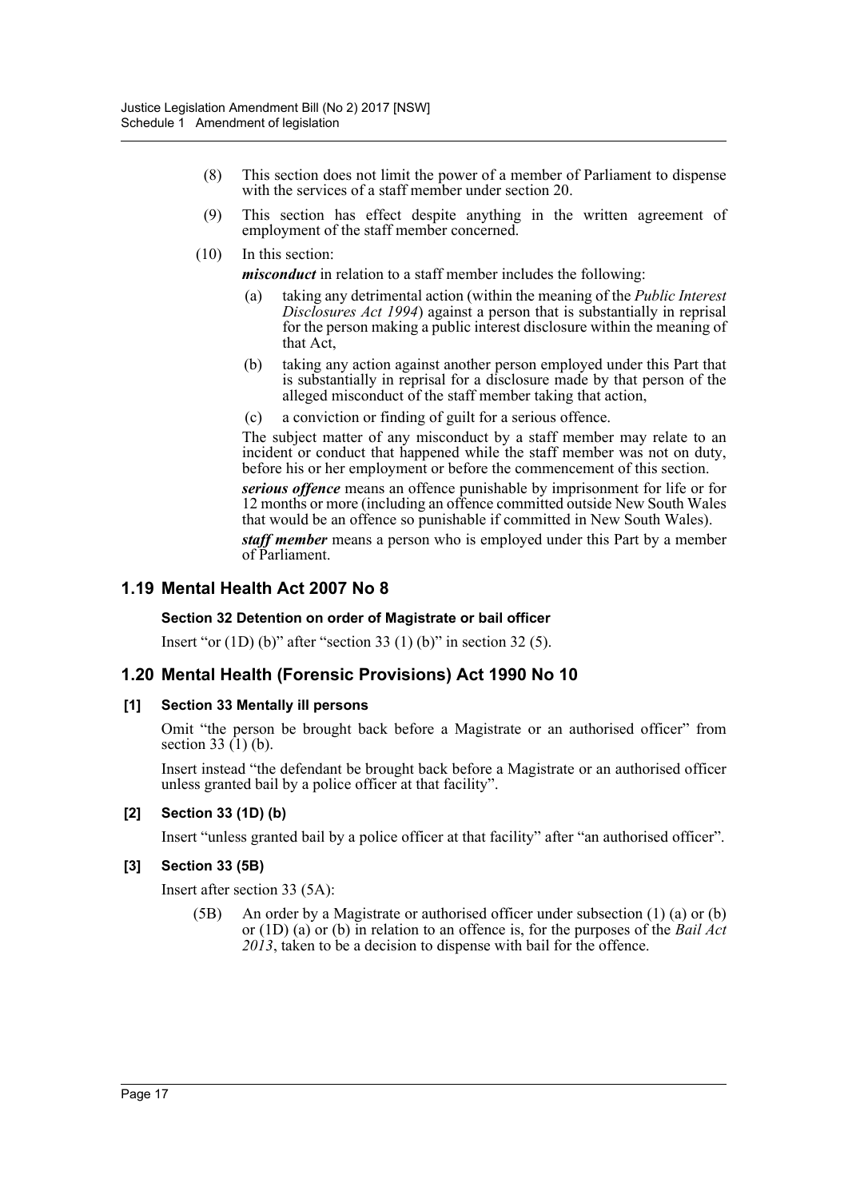(8) This section does not limit the power of a member of Parliament to dispense with the services of a staff member under section 20.

(9) This section has effect despite anything in the written agreement of employment of the staff member concerned.

(10) In this section:

***misconduct*** in relation to a staff member includes the following:

(a) taking any detrimental action (within the meaning of the *Public Interest Disclosures Act 1994*) against a person that is substantially in reprisal for the person making a public interest disclosure within the meaning of that Act,

(b) taking any action against another person employed under this Part that is substantially in reprisal for a disclosure made by that person of the alleged misconduct of the staff member taking that action,

(c) a conviction or finding of guilt for a serious offence.

The subject matter of any misconduct by a staff member may relate to an incident or conduct that happened while the staff member was not on duty, before his or her employment or before the commencement of this section.

***serious offence*** means an offence punishable by imprisonment for life or for 12 months or more (including an offence committed outside New South Wales that would be an offence so punishable if committed in New South Wales).

***staff member*** means a person who is employed under this Part by a member of Parliament.

## 1.19 Mental Health Act 2007 No 8

**Section 32 Detention on order of Magistrate or bail officer**

Insert "or (1D) (b)" after "section 33 (1) (b)" in section 32 (5).

## 1.20 Mental Health (Forensic Provisions) Act 1990 No 10

**[1] Section 33 Mentally ill persons**

Omit "the person be brought back before a Magistrate or an authorised officer" from section 33 (1) (b).

Insert instead "the defendant be brought back before a Magistrate or an authorised officer unless granted bail by a police officer at that facility".

**[2] Section 33 (1D) (b)**

Insert "unless granted bail by a police officer at that facility" after "an authorised officer".

**[3] Section 33 (5B)**

Insert after section 33 (5A):

(5B) An order by a Magistrate or authorised officer under subsection (1) (a) or (b) or (1D) (a) or (b) in relation to an offence is, for the purposes of the *Bail Act 2013*, taken to be a decision to dispense with bail for the offence.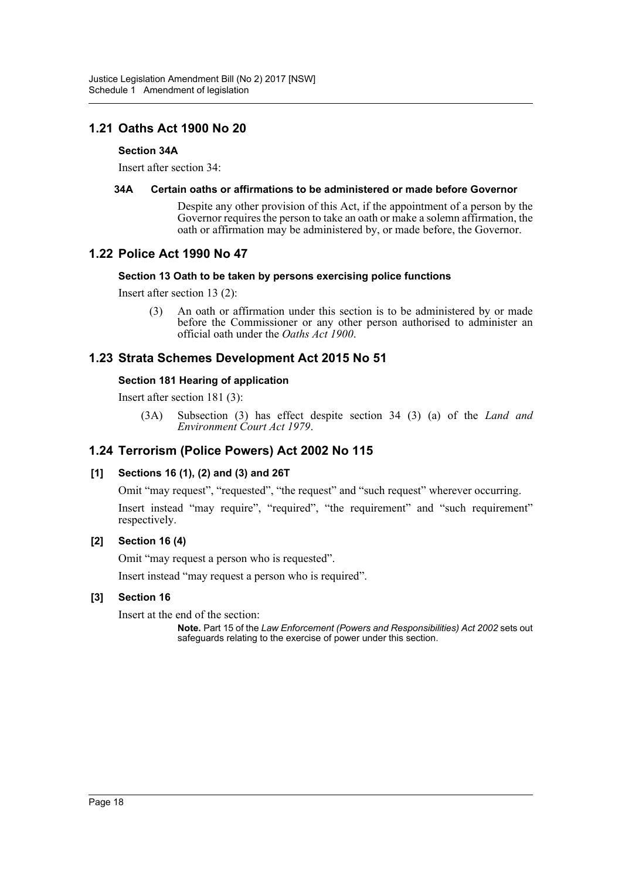## 1.21 Oaths Act 1900 No 20

### Section 34A

Insert after section 34:

#### 34A Certain oaths or affirmations to be administered or made before Governor

Despite any other provision of this Act, if the appointment of a person by the Governor requires the person to take an oath or make a solemn affirmation, the oath or affirmation may be administered by, or made before, the Governor.

## 1.22 Police Act 1990 No 47

### Section 13 Oath to be taken by persons exercising police functions

Insert after section 13 (2):

(3) An oath or affirmation under this section is to be administered by or made before the Commissioner or any other person authorised to administer an official oath under the *Oaths Act 1900*.

## 1.23 Strata Schemes Development Act 2015 No 51

### Section 181 Hearing of application

Insert after section 181 (3):

(3A) Subsection (3) has effect despite section 34 (3) (a) of the *Land and Environment Court Act 1979*.

## 1.24 Terrorism (Police Powers) Act 2002 No 115

### [1] Sections 16 (1), (2) and (3) and 26T

Omit "may request", "requested", "the request" and "such request" wherever occurring.

Insert instead "may require", "required", "the requirement" and "such requirement" respectively.

### [2] Section 16 (4)

Omit "may request a person who is requested".

Insert instead "may request a person who is required".

### [3] Section 16

Insert at the end of the section:

**Note.** Part 15 of the *Law Enforcement (Powers and Responsibilities) Act 2002* sets out safeguards relating to the exercise of power under this section.